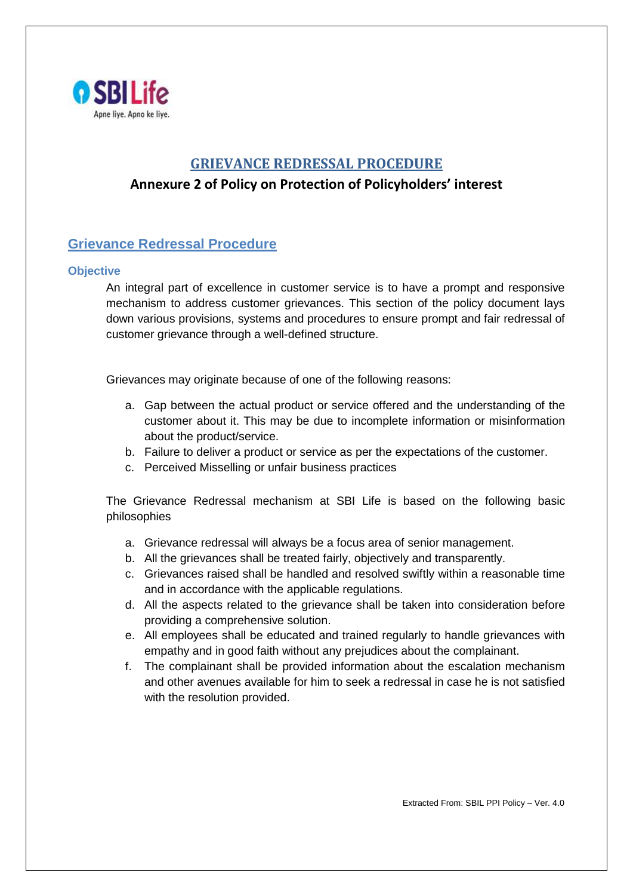# GRIEVANCE REDRESSAL PROCEDURE

**Annexure 2 of Policy on Protection of Policyholders' interest**

## Grievance Redressal Procedure

### Objective

An integral part of excellence in customer service is to have a prompt and responsive mechanism to address customer grievances. This section of the policy document lays down various provisions, systems and procedures to ensure prompt and fair redressal of customer grievance through a well-defined structure.

Grievances may originate because of one of the following reasons:

a. Gap between the actual product or service offered and the understanding of the customer about it. This may be due to incomplete information or misinformation about the product/service.
b. Failure to deliver a product or service as per the expectations of the customer.
c. Perceived Misselling or unfair business practices

The Grievance Redressal mechanism at SBI Life is based on the following basic philosophies

a. Grievance redressal will always be a focus area of senior management.
b. All the grievances shall be treated fairly, objectively and transparently.
c. Grievances raised shall be handled and resolved swiftly within a reasonable time and in accordance with the applicable regulations.
d. All the aspects related to the grievance shall be taken into consideration before providing a comprehensive solution.
e. All employees shall be educated and trained regularly to handle grievances with empathy and in good faith without any prejudices about the complainant.
f. The complainant shall be provided information about the escalation mechanism and other avenues available for him to seek a redressal in case he is not satisfied with the resolution provided.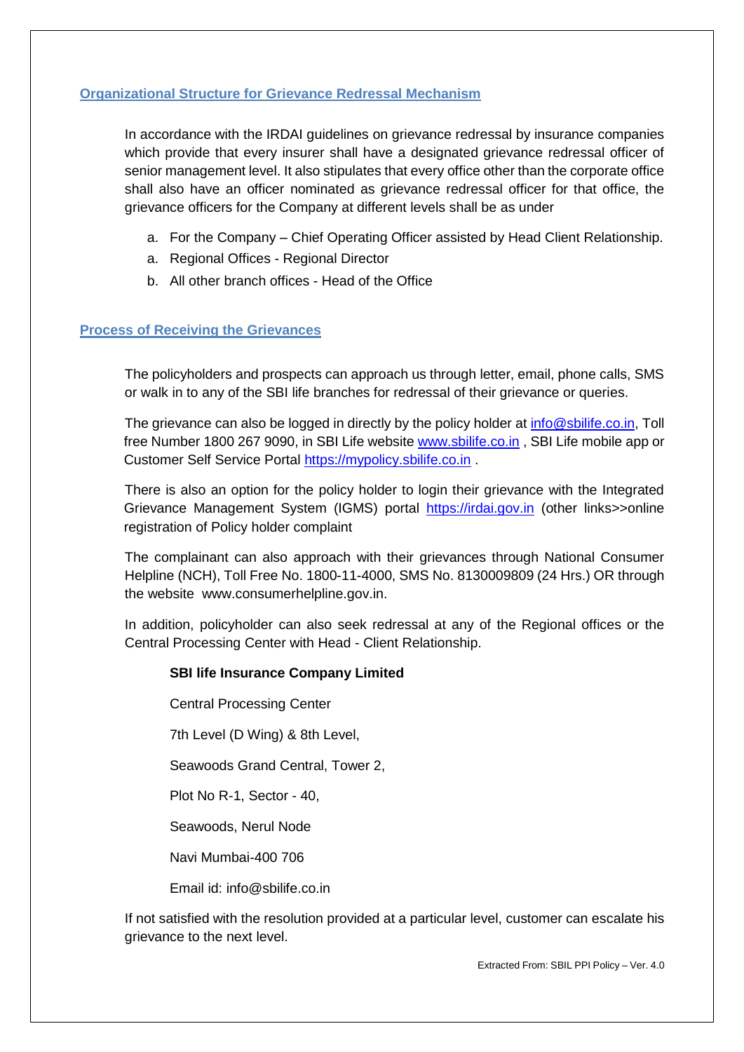## Organizational Structure for Grievance Redressal Mechanism

In accordance with the IRDAI guidelines on grievance redressal by insurance companies which provide that every insurer shall have a designated grievance redressal officer of senior management level. It also stipulates that every office other than the corporate office shall also have an officer nominated as grievance redressal officer for that office, the grievance officers for the Company at different levels shall be as under

a. For the Company – Chief Operating Officer assisted by Head Client Relationship.
a. Regional Offices - Regional Director
b. All other branch offices - Head of the Office

## Process of Receiving the Grievances

The policyholders and prospects can approach us through letter, email, phone calls, SMS or walk in to any of the SBI life branches for redressal of their grievance or queries.

The grievance can also be logged in directly by the policy holder at info@sbilife.co.in, Toll free Number 1800 267 9090, in SBI Life website www.sbilife.co.in , SBI Life mobile app or Customer Self Service Portal https://mypolicy.sbilife.co.in .

There is also an option for the policy holder to login their grievance with the Integrated Grievance Management System (IGMS) portal https://irdai.gov.in (other links>>online registration of Policy holder complaint

The complainant can also approach with their grievances through National Consumer Helpline (NCH), Toll Free No. 1800-11-4000, SMS No. 8130009809 (24 Hrs.) OR through the website www.consumerhelpline.gov.in.

In addition, policyholder can also seek redressal at any of the Regional offices or the Central Processing Center with Head - Client Relationship.

**SBI life Insurance Company Limited**

Central Processing Center

7th Level (D Wing) & 8th Level,

Seawoods Grand Central, Tower 2,

Plot No R-1, Sector - 40,

Seawoods, Nerul Node

Navi Mumbai-400 706

Email id: info@sbilife.co.in

If not satisfied with the resolution provided at a particular level, customer can escalate his grievance to the next level.

Extracted From: SBIL PPI Policy – Ver. 4.0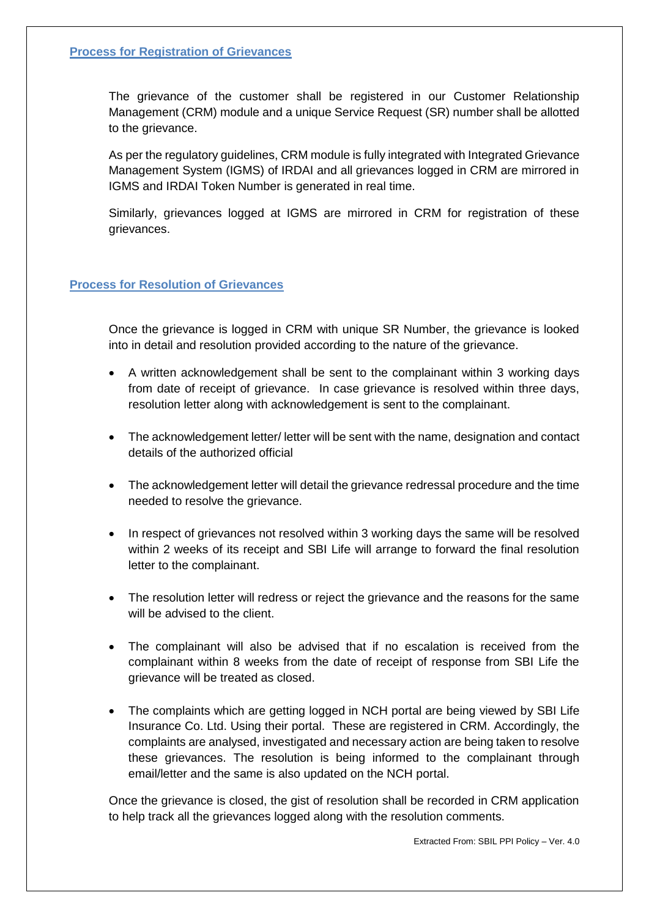## Process for Registration of Grievances

The grievance of the customer shall be registered in our Customer Relationship Management (CRM) module and a unique Service Request (SR) number shall be allotted to the grievance.

As per the regulatory guidelines, CRM module is fully integrated with Integrated Grievance Management System (IGMS) of IRDAI and all grievances logged in CRM are mirrored in IGMS and IRDAI Token Number is generated in real time.

Similarly, grievances logged at IGMS are mirrored in CRM for registration of these grievances.

## Process for Resolution of Grievances

Once the grievance is logged in CRM with unique SR Number, the grievance is looked into in detail and resolution provided according to the nature of the grievance.

- A written acknowledgement shall be sent to the complainant within 3 working days from date of receipt of grievance. In case grievance is resolved within three days, resolution letter along with acknowledgement is sent to the complainant.
- The acknowledgement letter/ letter will be sent with the name, designation and contact details of the authorized official
- The acknowledgement letter will detail the grievance redressal procedure and the time needed to resolve the grievance.
- In respect of grievances not resolved within 3 working days the same will be resolved within 2 weeks of its receipt and SBI Life will arrange to forward the final resolution letter to the complainant.
- The resolution letter will redress or reject the grievance and the reasons for the same will be advised to the client.
- The complainant will also be advised that if no escalation is received from the complainant within 8 weeks from the date of receipt of response from SBI Life the grievance will be treated as closed.
- The complaints which are getting logged in NCH portal are being viewed by SBI Life Insurance Co. Ltd. Using their portal. These are registered in CRM. Accordingly, the complaints are analysed, investigated and necessary action are being taken to resolve these grievances. The resolution is being informed to the complainant through email/letter and the same is also updated on the NCH portal.

Once the grievance is closed, the gist of resolution shall be recorded in CRM application to help track all the grievances logged along with the resolution comments.

Extracted From: SBIL PPI Policy – Ver. 4.0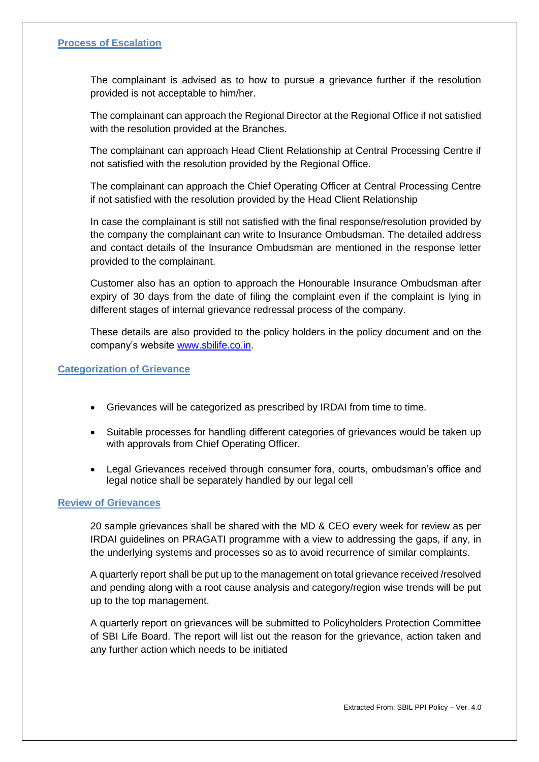## Process of Escalation

The complainant is advised as to how to pursue a grievance further if the resolution provided is not acceptable to him/her.

The complainant can approach the Regional Director at the Regional Office if not satisfied with the resolution provided at the Branches.

The complainant can approach Head Client Relationship at Central Processing Centre if not satisfied with the resolution provided by the Regional Office.

The complainant can approach the Chief Operating Officer at Central Processing Centre if not satisfied with the resolution provided by the Head Client Relationship

In case the complainant is still not satisfied with the final response/resolution provided by the company the complainant can write to Insurance Ombudsman. The detailed address and contact details of the Insurance Ombudsman are mentioned in the response letter provided to the complainant.

Customer also has an option to approach the Honourable Insurance Ombudsman after expiry of 30 days from the date of filing the complaint even if the complaint is lying in different stages of internal grievance redressal process of the company.

These details are also provided to the policy holders in the policy document and on the company's website [www.sbilife.co.in](http://www.sbilife.co.in).

## Categorization of Grievance

- Grievances will be categorized as prescribed by IRDAI from time to time.
- Suitable processes for handling different categories of grievances would be taken up with approvals from Chief Operating Officer.
- Legal Grievances received through consumer fora, courts, ombudsman's office and legal notice shall be separately handled by our legal cell

## Review of Grievances

20 sample grievances shall be shared with the MD & CEO every week for review as per IRDAI guidelines on PRAGATI programme with a view to addressing the gaps, if any, in the underlying systems and processes so as to avoid recurrence of similar complaints.

A quarterly report shall be put up to the management on total grievance received /resolved and pending along with a root cause analysis and category/region wise trends will be put up to the top management.

A quarterly report on grievances will be submitted to Policyholders Protection Committee of SBI Life Board. The report will list out the reason for the grievance, action taken and any further action which needs to be initiated

Extracted From: SBIL PPI Policy – Ver. 4.0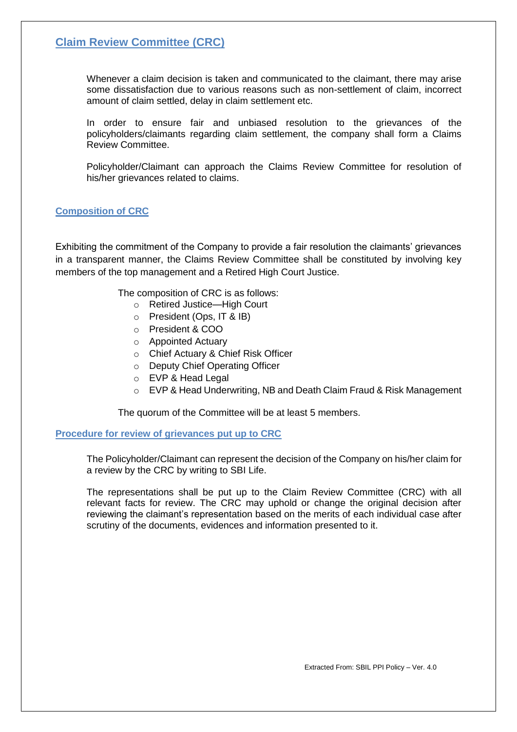## Claim Review Committee (CRC)

Whenever a claim decision is taken and communicated to the claimant, there may arise some dissatisfaction due to various reasons such as non-settlement of claim, incorrect amount of claim settled, delay in claim settlement etc.

In order to ensure fair and unbiased resolution to the grievances of the policyholders/claimants regarding claim settlement, the company shall form a Claims Review Committee.

Policyholder/Claimant can approach the Claims Review Committee for resolution of his/her grievances related to claims.

### Composition of CRC

Exhibiting the commitment of the Company to provide a fair resolution the claimants' grievances in a transparent manner, the Claims Review Committee shall be constituted by involving key members of the top management and a Retired High Court Justice.

The composition of CRC is as follows:

- Retired Justice—High Court
- President (Ops, IT & IB)
- President & COO
- Appointed Actuary
- Chief Actuary & Chief Risk Officer
- Deputy Chief Operating Officer
- EVP & Head Legal
- EVP & Head Underwriting, NB and Death Claim Fraud & Risk Management

The quorum of the Committee will be at least 5 members.

### Procedure for review of grievances put up to CRC

The Policyholder/Claimant can represent the decision of the Company on his/her claim for a review by the CRC by writing to SBI Life.

The representations shall be put up to the Claim Review Committee (CRC) with all relevant facts for review. The CRC may uphold or change the original decision after reviewing the claimant's representation based on the merits of each individual case after scrutiny of the documents, evidences and information presented to it.

Extracted From: SBIL PPI Policy – Ver. 4.0